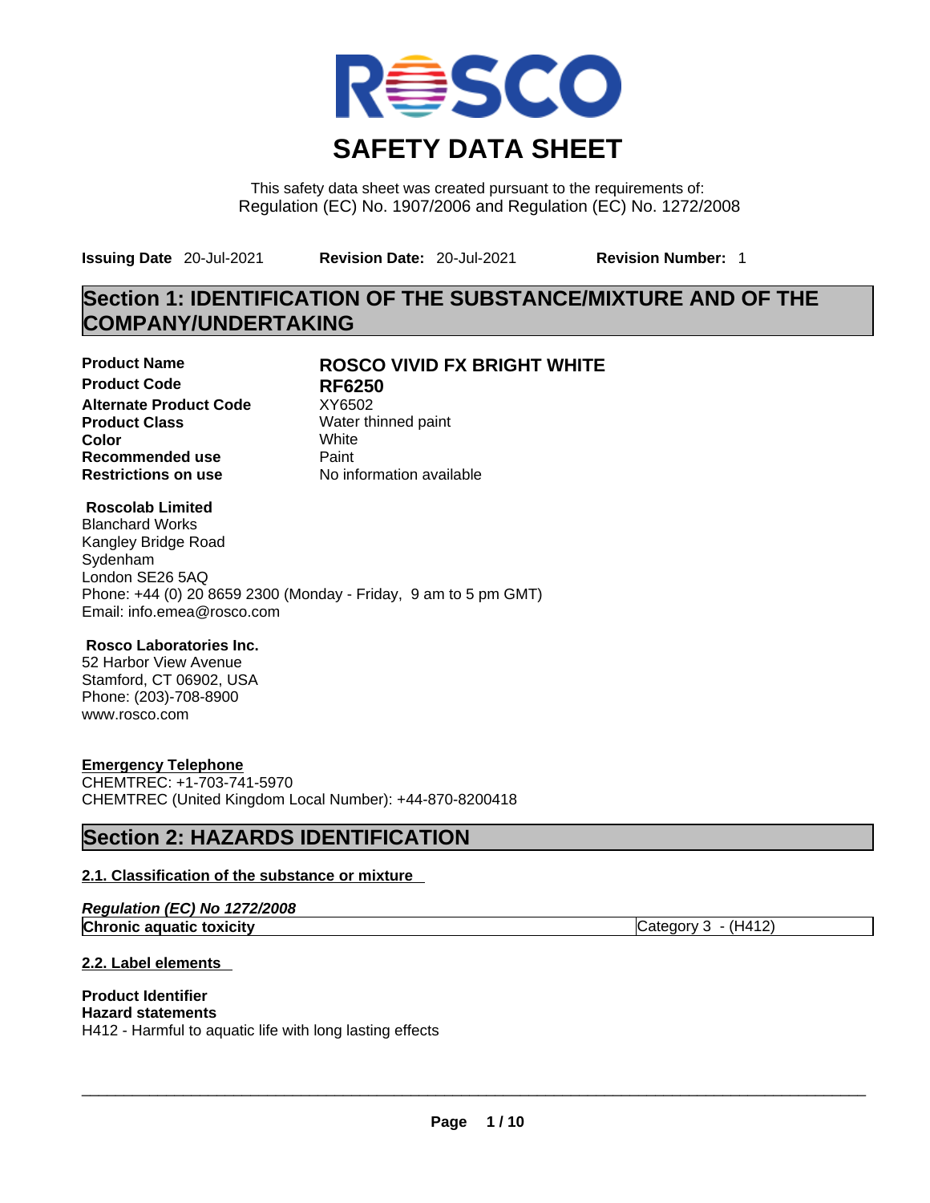# SAFETY DATA SHEET

This safety data sheet was created pursuant to the requirements of:
Regulation (EC) No. 1907/2006 and Regulation (EC) No. 1272/2008

**Issuing Date** 20-Jul-2021 **Revision Date:** 20-Jul-2021 **Revision Number:** 1

## Section 1: IDENTIFICATION OF THE SUBSTANCE/MIXTURE AND OF THE COMPANY/UNDERTAKING

| | |
|---|---|
| **Product Name** | **ROSCO VIVID FX BRIGHT WHITE** |
| **Product Code** | **RF6250** |
| **Alternate Product Code** | XY6502 |
| **Product Class** | Water thinned paint |
| **Color** | White |
| **Recommended use** | Paint |
| **Restrictions on use** | No information available |

**Roscolab Limited**
Blanchard Works
Kangley Bridge Road
Sydenham
London SE26 5AQ
Phone: +44 (0) 20 8659 2300 (Monday - Friday, 9 am to 5 pm GMT)
Email: info.emea@rosco.com

**Rosco Laboratories Inc.**
52 Harbor View Avenue
Stamford, CT 06902, USA
Phone: (203)-708-8900
www.rosco.com

**Emergency Telephone**
CHEMTREC: +1-703-741-5970
CHEMTREC (United Kingdom Local Number): +44-870-8200418

## Section 2: HAZARDS IDENTIFICATION

### 2.1. Classification of the substance or mixture

***Regulation (EC) No 1272/2008***

| | |
|---|---|
| **Chronic aquatic toxicity** | Category 3 - (H412) |

### 2.2. Label elements

**Product Identifier**
**Hazard statements**
H412 - Harmful to aquatic life with long lasting effects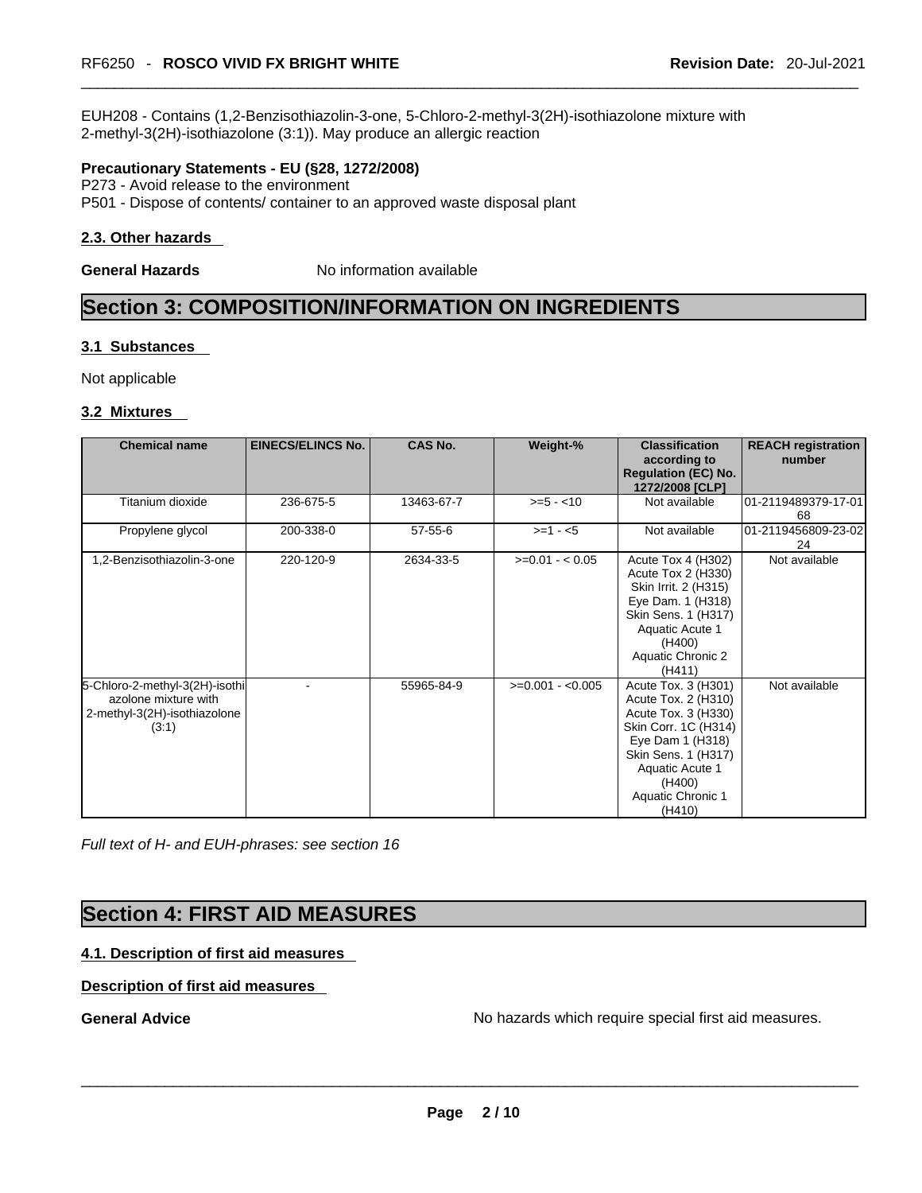EUH208 - Contains (1,2-Benzisothiazolin-3-one, 5-Chloro-2-methyl-3(2H)-isothiazolone mixture with 2-methyl-3(2H)-isothiazolone (3:1)). May produce an allergic reaction

**Precautionary Statements - EU (§28, 1272/2008)**

P273 - Avoid release to the environment
P501 - Dispose of contents/ container to an approved waste disposal plant

### 2.3. Other hazards

**General Hazards** No information available

# Section 3: COMPOSITION/INFORMATION ON INGREDIENTS

### 3.1 Substances

Not applicable

### 3.2 Mixtures

| Chemical name | EINECS/ELINCS No. | CAS No. | Weight-% | Classification according to Regulation (EC) No. 1272/2008 [CLP] | REACH registration number |
|---|---|---|---|---|---|
| Titanium dioxide | 236-675-5 | 13463-67-7 | >=5 - <10 | Not available | 01-2119489379-17-0168 |
| Propylene glycol | 200-338-0 | 57-55-6 | >=1 - <5 | Not available | 01-2119456809-23-0224 |
| 1,2-Benzisothiazolin-3-one | 220-120-9 | 2634-33-5 | >=0.01 - < 0.05 | Acute Tox 4 (H302) Acute Tox 2 (H330) Skin Irrit. 2 (H315) Eye Dam. 1 (H318) Skin Sens. 1 (H317) Aquatic Acute 1 (H400) Aquatic Chronic 2 (H411) | Not available |
| 5-Chloro-2-methyl-3(2H)-isothiazolone mixture with 2-methyl-3(2H)-isothiazolone (3:1) | - | 55965-84-9 | >=0.001 - <0.005 | Acute Tox. 3 (H301) Acute Tox. 2 (H310) Acute Tox. 3 (H330) Skin Corr. 1C (H314) Eye Dam 1 (H318) Skin Sens. 1 (H317) Aquatic Acute 1 (H400) Aquatic Chronic 1 (H410) | Not available |

*Full text of H- and EUH-phrases: see section 16*

# Section 4: FIRST AID MEASURES

### 4.1. Description of first aid measures

**Description of first aid measures**

**General Advice** No hazards which require special first aid measures.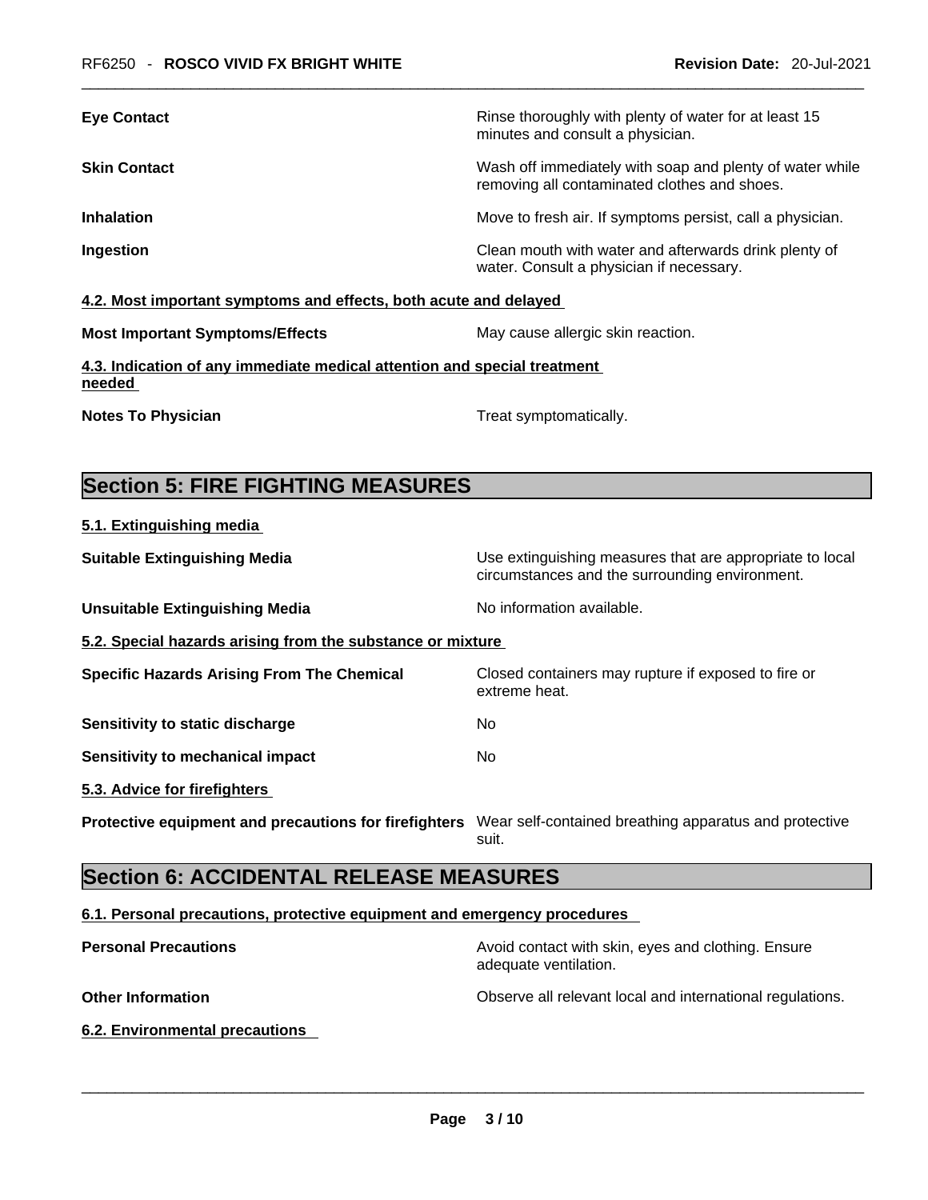| | |
|---|---|
| **Eye Contact** | Rinse thoroughly with plenty of water for at least 15 minutes and consult a physician. |
| **Skin Contact** | Wash off immediately with soap and plenty of water while removing all contaminated clothes and shoes. |
| **Inhalation** | Move to fresh air. If symptoms persist, call a physician. |
| **Ingestion** | Clean mouth with water and afterwards drink plenty of water. Consult a physician if necessary. |

### 4.2. Most important symptoms and effects, both acute and delayed

| | |
|---|---|
| **Most Important Symptoms/Effects** | May cause allergic skin reaction. |

### 4.3. Indication of any immediate medical attention and special treatment needed

| | |
|---|---|
| **Notes To Physician** | Treat symptomatically. |

## Section 5: FIRE FIGHTING MEASURES

### 5.1. Extinguishing media

| | |
|---|---|
| **Suitable Extinguishing Media** | Use extinguishing measures that are appropriate to local circumstances and the surrounding environment. |
| **Unsuitable Extinguishing Media** | No information available. |

### 5.2. Special hazards arising from the substance or mixture

| | |
|---|---|
| **Specific Hazards Arising From The Chemical** | Closed containers may rupture if exposed to fire or extreme heat. |
| **Sensitivity to static discharge** | No |
| **Sensitivity to mechanical impact** | No |

### 5.3. Advice for firefighters

| | |
|---|---|
| **Protective equipment and precautions for firefighters** | Wear self-contained breathing apparatus and protective suit. |

## Section 6: ACCIDENTAL RELEASE MEASURES

### 6.1. Personal precautions, protective equipment and emergency procedures

| | |
|---|---|
| **Personal Precautions** | Avoid contact with skin, eyes and clothing. Ensure adequate ventilation. |
| **Other Information** | Observe all relevant local and international regulations. |

### 6.2. Environmental precautions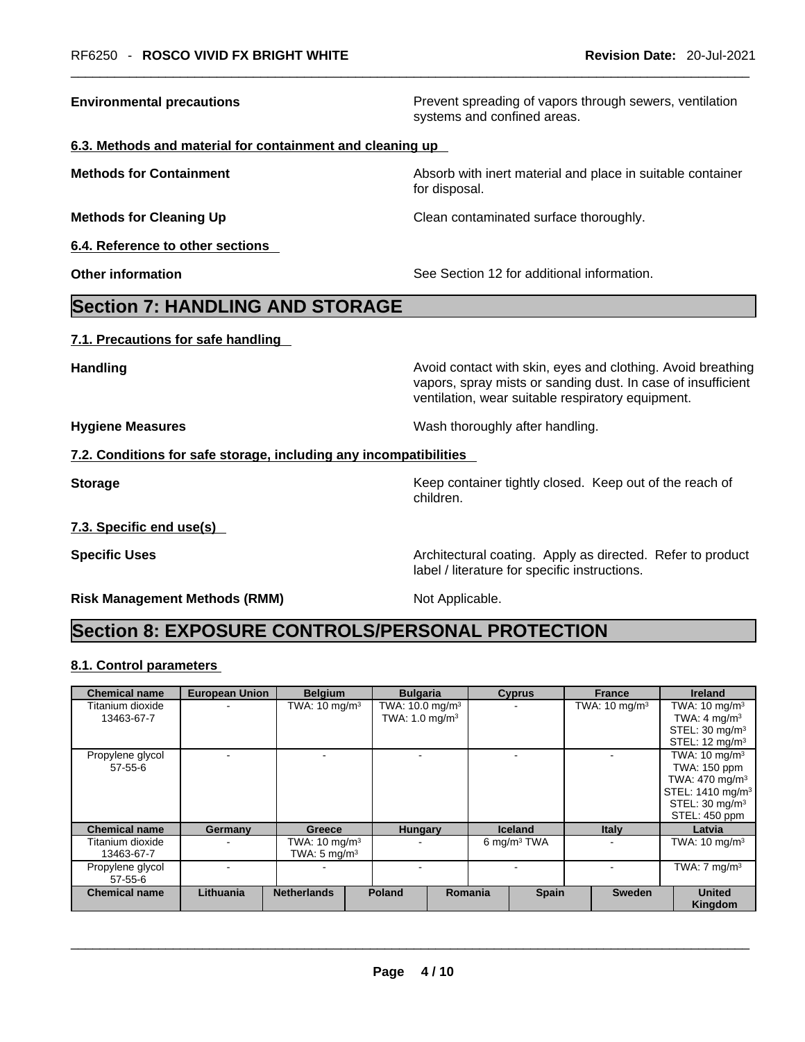**Environmental precautions** Prevent spreading of vapors through sewers, ventilation systems and confined areas.

### 6.3. Methods and material for containment and cleaning up

**Methods for Containment** Absorb with inert material and place in suitable container for disposal.

**Methods for Cleaning Up** Clean contaminated surface thoroughly.

### 6.4. Reference to other sections

**Other information** See Section 12 for additional information.

## Section 7: HANDLING AND STORAGE

### 7.1. Precautions for safe handling

**Handling** Avoid contact with skin, eyes and clothing. Avoid breathing vapors, spray mists or sanding dust. In case of insufficient ventilation, wear suitable respiratory equipment.

**Hygiene Measures** Wash thoroughly after handling.

### 7.2. Conditions for safe storage, including any incompatibilities

**Storage** Keep container tightly closed. Keep out of the reach of children.

### 7.3. Specific end use(s)

**Specific Uses** Architectural coating. Apply as directed. Refer to product label / literature for specific instructions.

**Risk Management Methods (RMM)** Not Applicable.

## Section 8: EXPOSURE CONTROLS/PERSONAL PROTECTION

### 8.1. Control parameters

| Chemical name | European Union | Belgium | Bulgaria | Cyprus | France | Ireland |
|---|---|---|---|---|---|---|
| Titanium dioxide 13463-67-7 | - | TWA: 10 mg/m³ | TWA: 10.0 mg/m³ TWA: 1.0 mg/m³ | - | TWA: 10 mg/m³ | TWA: 10 mg/m³ TWA: 4 mg/m³ STEL: 30 mg/m³ STEL: 12 mg/m³ |
| Propylene glycol 57-55-6 | - | - | - | - | - | TWA: 10 mg/m³ TWA: 150 ppm TWA: 470 mg/m³ STEL: 1410 mg/m³ STEL: 30 mg/m³ STEL: 450 ppm |
| **Chemical name** | **Germany** | **Greece** | **Hungary** | **Iceland** | **Italy** | **Latvia** |
| Titanium dioxide 13463-67-7 | - | TWA: 10 mg/m³ TWA: 5 mg/m³ | - | 6 mg/m³ TWA | - | TWA: 10 mg/m³ |
| Propylene glycol 57-55-6 | - | - | - | - | - | TWA: 7 mg/m³ |

| Chemical name | Lithuania | Netherlands | Poland | Romania | Spain | Sweden | United Kingdom |
|---|---|---|---|---|---|---|---|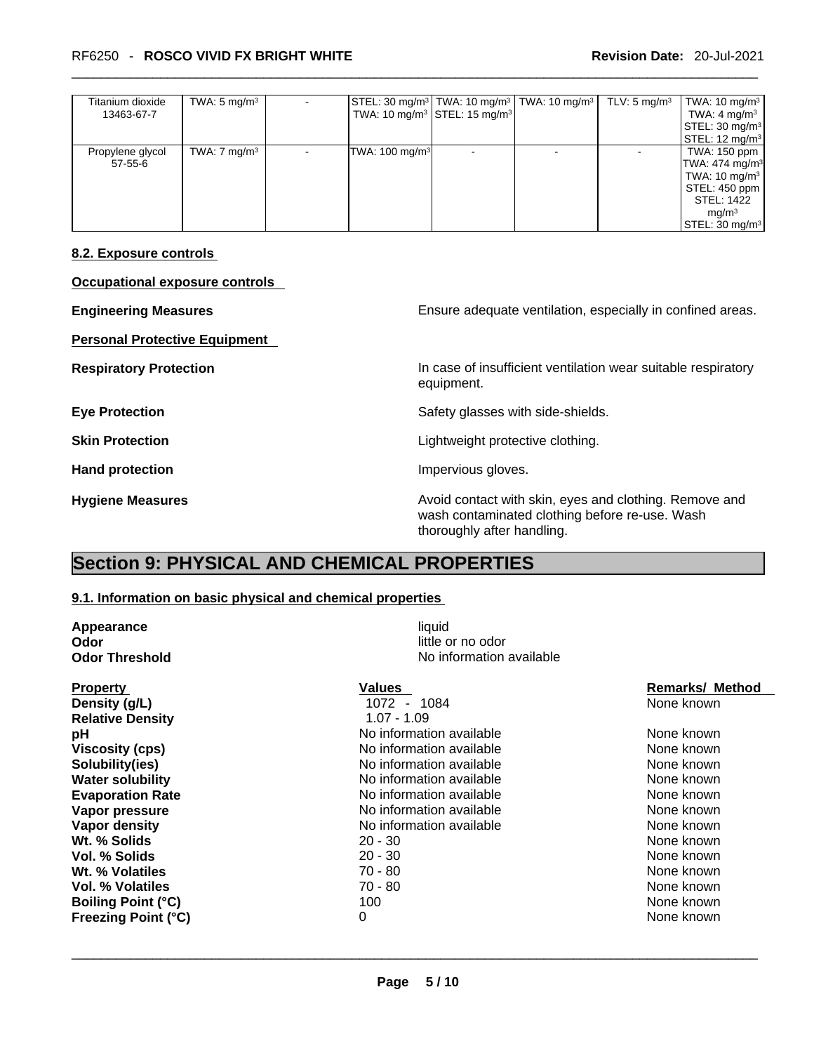| Titanium dioxide 13463-67-7 | TWA: 5 mg/m³ | - | STEL: 30 mg/m³ TWA: 10 mg/m³ | TWA: 10 mg/m³ STEL: 15 mg/m³ | TWA: 10 mg/m³ | TLV: 5 mg/m³ | TWA: 10 mg/m³ TWA: 4 mg/m³ STEL: 30 mg/m³ STEL: 12 mg/m³ |
|---|---|---|---|---|---|---|---|
| Propylene glycol 57-55-6 | TWA: 7 mg/m³ | - | TWA: 100 mg/m³ | - | - | - | TWA: 150 ppm TWA: 474 mg/m³ TWA: 10 mg/m³ STEL: 450 ppm STEL: 1422 mg/m³ STEL: 30 mg/m³ |

### 8.2. Exposure controls

**Occupational exposure controls**

**Engineering Measures** Ensure adequate ventilation, especially in confined areas.

**Personal Protective Equipment**

**Respiratory Protection** In case of insufficient ventilation wear suitable respiratory equipment.

**Eye Protection** Safety glasses with side-shields.

**Skin Protection** Lightweight protective clothing.

**Hand protection** Impervious gloves.

**Hygiene Measures** Avoid contact with skin, eyes and clothing. Remove and wash contaminated clothing before re-use. Wash thoroughly after handling.

## Section 9: PHYSICAL AND CHEMICAL PROPERTIES

### 9.1. Information on basic physical and chemical properties

**Appearance** liquid
**Odor** little or no odor
**Odor Threshold** No information available

| Property | Values | Remarks/ Method |
|---|---|---|
| **Density (g/L)** | 1072 - 1084 | None known |
| **Relative Density** | 1.07 - 1.09 | |
| **pH** | No information available | None known |
| **Viscosity (cps)** | No information available | None known |
| **Solubility(ies)** | No information available | None known |
| **Water solubility** | No information available | None known |
| **Evaporation Rate** | No information available | None known |
| **Vapor pressure** | No information available | None known |
| **Vapor density** | No information available | None known |
| **Wt. % Solids** | 20 - 30 | None known |
| **Vol. % Solids** | 20 - 30 | None known |
| **Wt. % Volatiles** | 70 - 80 | None known |
| **Vol. % Volatiles** | 70 - 80 | None known |
| **Boiling Point (°C)** | 100 | None known |
| **Freezing Point (°C)** | 0 | None known |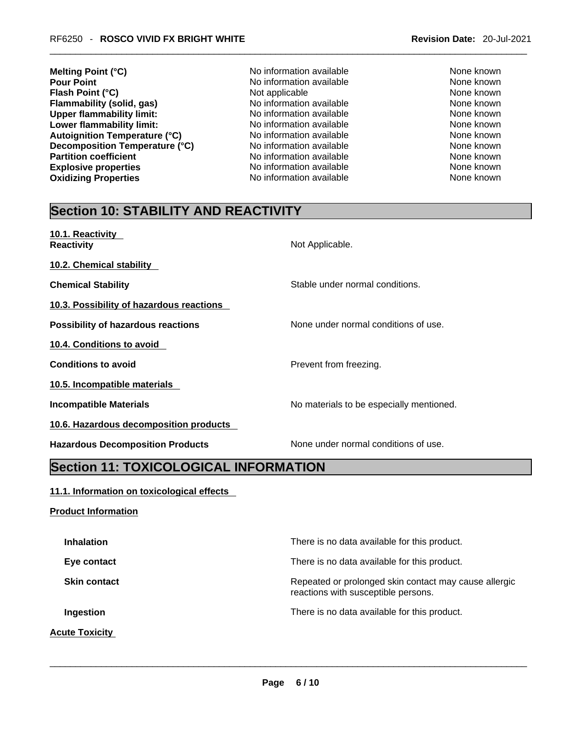| | | |
|---|---|---|
| **Melting Point (°C)** | No information available | None known |
| **Pour Point** | No information available | None known |
| **Flash Point (°C)** | Not applicable | None known |
| **Flammability (solid, gas)** | No information available | None known |
| **Upper flammability limit:** | No information available | None known |
| **Lower flammability limit:** | No information available | None known |
| **Autoignition Temperature (°C)** | No information available | None known |
| **Decomposition Temperature (°C)** | No information available | None known |
| **Partition coefficient** | No information available | None known |
| **Explosive properties** | No information available | None known |
| **Oxidizing Properties** | No information available | None known |

## Section 10: STABILITY AND REACTIVITY

**10.1. Reactivity**

**Reactivity** Not Applicable.

**10.2. Chemical stability**

**Chemical Stability** Stable under normal conditions.

**10.3. Possibility of hazardous reactions**

**Possibility of hazardous reactions** None under normal conditions of use.

**10.4. Conditions to avoid**

**Conditions to avoid** Prevent from freezing.

**10.5. Incompatible materials**

**Incompatible Materials** No materials to be especially mentioned.

**10.6. Hazardous decomposition products**

**Hazardous Decomposition Products** None under normal conditions of use.

## Section 11: TOXICOLOGICAL INFORMATION

**11.1. Information on toxicological effects**

**Product Information**

**Inhalation** There is no data available for this product.

**Eye contact** There is no data available for this product.

**Skin contact** Repeated or prolonged skin contact may cause allergic reactions with susceptible persons.

**Ingestion** There is no data available for this product.

**Acute Toxicity**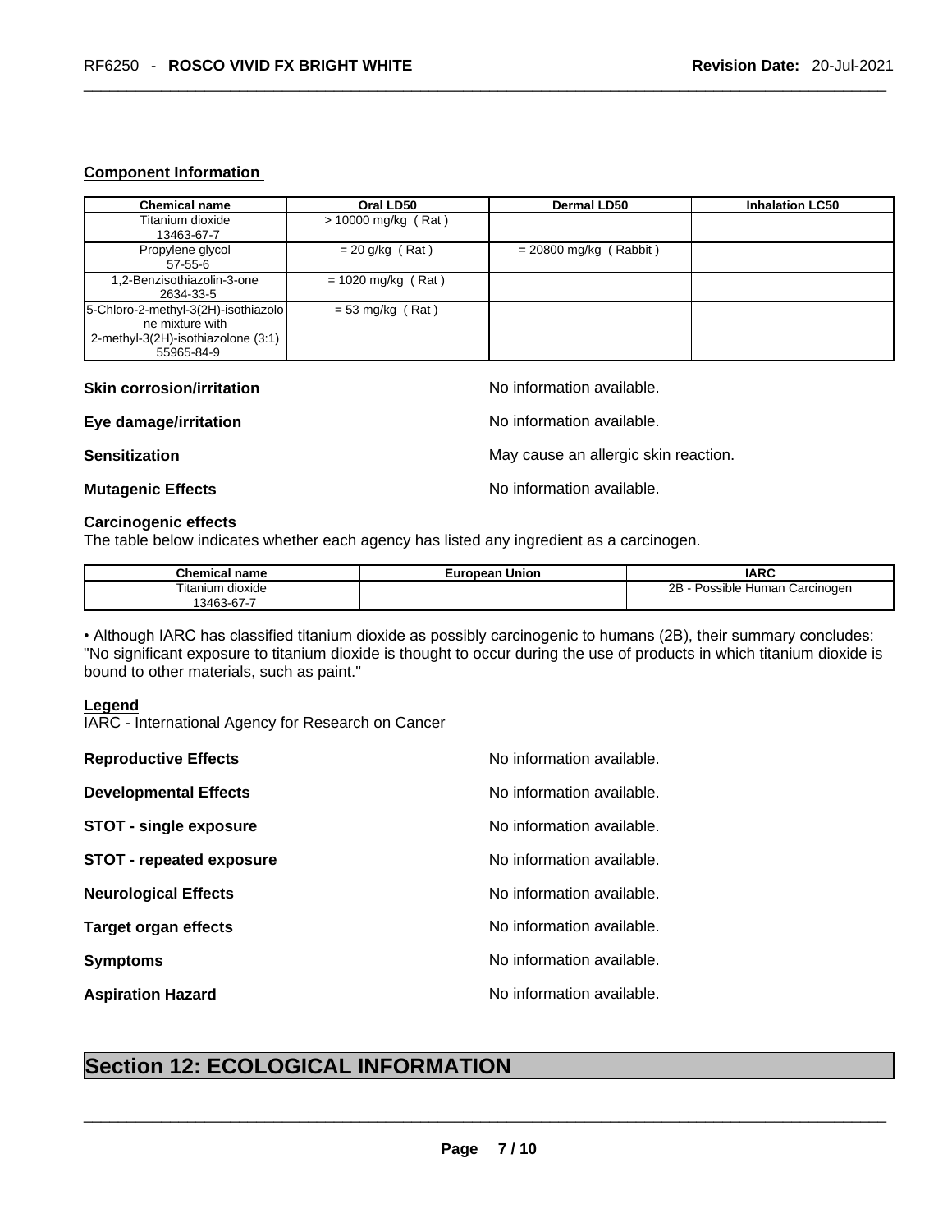**Component Information**

| Chemical name | Oral LD50 | Dermal LD50 | Inhalation LC50 |
|---|---|---|---|
| Titanium dioxide 13463-67-7 | > 10000 mg/kg ( Rat ) | | |
| Propylene glycol 57-55-6 | = 20 g/kg ( Rat ) | = 20800 mg/kg ( Rabbit ) | |
| 1,2-Benzisothiazolin-3-one 2634-33-5 | = 1020 mg/kg ( Rat ) | | |
| 5-Chloro-2-methyl-3(2H)-isothiazolone mixture with 2-methyl-3(2H)-isothiazolone (3:1) 55965-84-9 | = 53 mg/kg ( Rat ) | | |

**Skin corrosion/irritation** No information available.

**Eye damage/irritation** No information available.

**Sensitization** May cause an allergic skin reaction.

**Mutagenic Effects** No information available.

**Carcinogenic effects**

The table below indicates whether each agency has listed any ingredient as a carcinogen.

| Chemical name | European Union | IARC |
|---|---|---|
| Titanium dioxide 13463-67-7 | | 2B - Possible Human Carcinogen |

• Although IARC has classified titanium dioxide as possibly carcinogenic to humans (2B), their summary concludes: "No significant exposure to titanium dioxide is thought to occur during the use of products in which titanium dioxide is bound to other materials, such as paint."

**Legend**

IARC - International Agency for Research on Cancer

**Reproductive Effects** No information available.

**Developmental Effects** No information available.

**STOT - single exposure** No information available.

**STOT - repeated exposure** No information available.

**Neurological Effects** No information available.

**Target organ effects** No information available.

**Symptoms** No information available.

**Aspiration Hazard** No information available.

## Section 12: ECOLOGICAL INFORMATION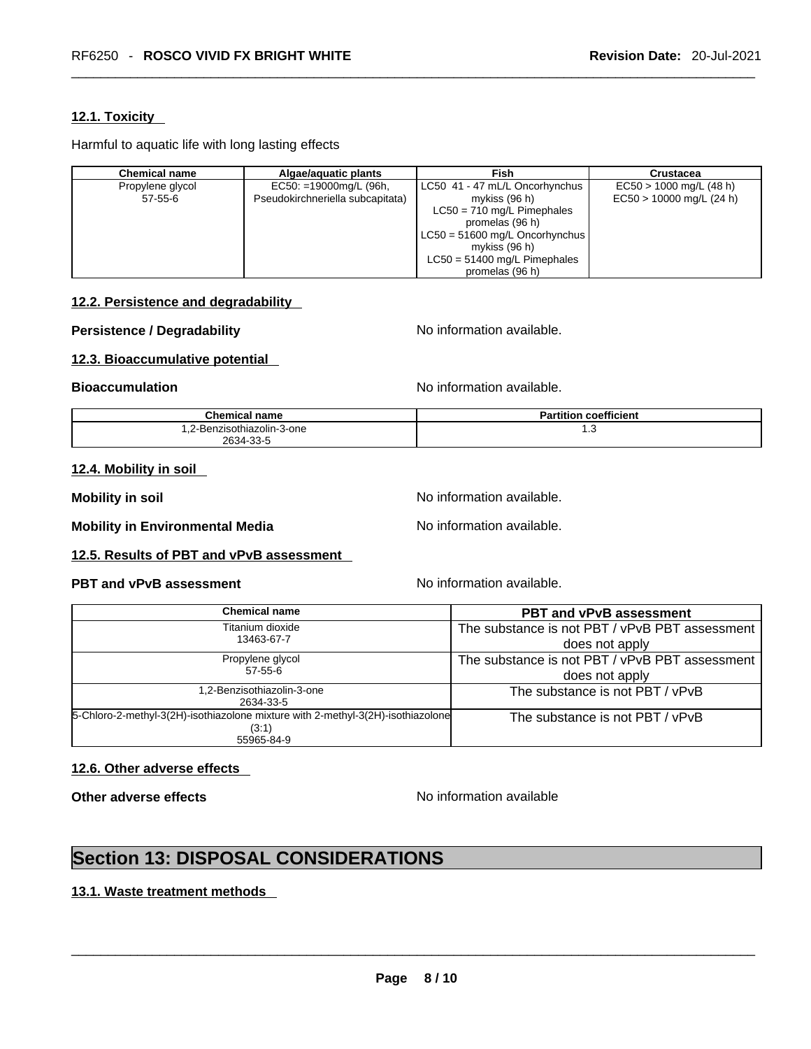### 12.1. Toxicity

Harmful to aquatic life with long lasting effects

| Chemical name | Algae/aquatic plants | Fish | Crustacea |
|---|---|---|---|
| Propylene glycol<br>57-55-6 | EC50: =19000mg/L (96h, Pseudokirchneriella subcapitata) | LC50 41 - 47 mL/L Oncorhynchus mykiss (96 h)<br>LC50 = 710 mg/L Pimephales promelas (96 h)<br>LC50 = 51600 mg/L Oncorhynchus mykiss (96 h)<br>LC50 = 51400 mg/L Pimephales promelas (96 h) | EC50 > 1000 mg/L (48 h)<br>EC50 > 10000 mg/L (24 h) |

### 12.2. Persistence and degradability

**Persistence / Degradability** No information available.

### 12.3. Bioaccumulative potential

**Bioaccumulation** No information available.

| Chemical name | Partition coefficient |
|---|---|
| 1,2-Benzisothiazolin-3-one<br>2634-33-5 | 1.3 |

### 12.4. Mobility in soil

**Mobility in soil** No information available.

**Mobility in Environmental Media** No information available.

### 12.5. Results of PBT and vPvB assessment

**PBT and vPvB assessment** No information available.

| Chemical name | PBT and vPvB assessment |
|---|---|
| Titanium dioxide<br>13463-67-7 | The substance is not PBT / vPvB PBT assessment does not apply |
| Propylene glycol<br>57-55-6 | The substance is not PBT / vPvB PBT assessment does not apply |
| 1,2-Benzisothiazolin-3-one<br>2634-33-5 | The substance is not PBT / vPvB |
| 5-Chloro-2-methyl-3(2H)-isothiazolone mixture with 2-methyl-3(2H)-isothiazolone (3:1)<br>55965-84-9 | The substance is not PBT / vPvB |

### 12.6. Other adverse effects

**Other adverse effects** No information available

## Section 13: DISPOSAL CONSIDERATIONS

### 13.1. Waste treatment methods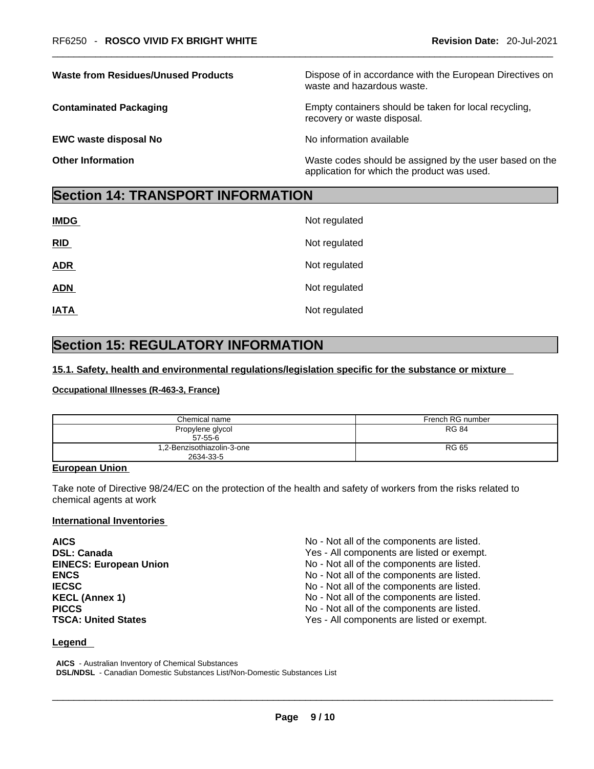**Waste from Residues/Unused Products** Dispose of in accordance with the European Directives on waste and hazardous waste.

**Contaminated Packaging** Empty containers should be taken for local recycling, recovery or waste disposal.

**EWC waste disposal No** No information available

**Other Information** Waste codes should be assigned by the user based on the application for which the product was used.

## Section 14: TRANSPORT INFORMATION

**IMDG** Not regulated

**RID** Not regulated

**ADR** Not regulated

**ADN** Not regulated

**IATA** Not regulated

## Section 15: REGULATORY INFORMATION

### 15.1. Safety, health and environmental regulations/legislation specific for the substance or mixture

**Occupational Illnesses (R-463-3, France)**

| Chemical name | French RG number |
|---|---|
| Propylene glycol<br>57-55-6 | RG 84 |
| 1,2-Benzisothiazolin-3-one<br>2634-33-5 | RG 65 |

**European Union**

Take note of Directive 98/24/EC on the protection of the health and safety of workers from the risks related to chemical agents at work

**International Inventories**

| | |
|---|---|
| **AICS** | No - Not all of the components are listed. |
| **DSL: Canada** | Yes - All components are listed or exempt. |
| **EINECS: European Union** | No - Not all of the components are listed. |
| **ENCS** | No - Not all of the components are listed. |
| **IECSC** | No - Not all of the components are listed. |
| **KECL (Annex 1)** | No - Not all of the components are listed. |
| **PICCS** | No - Not all of the components are listed. |
| **TSCA: United States** | Yes - All components are listed or exempt. |

**Legend**

**AICS** - Australian Inventory of Chemical Substances
**DSL/NDSL** - Canadian Domestic Substances List/Non-Domestic Substances List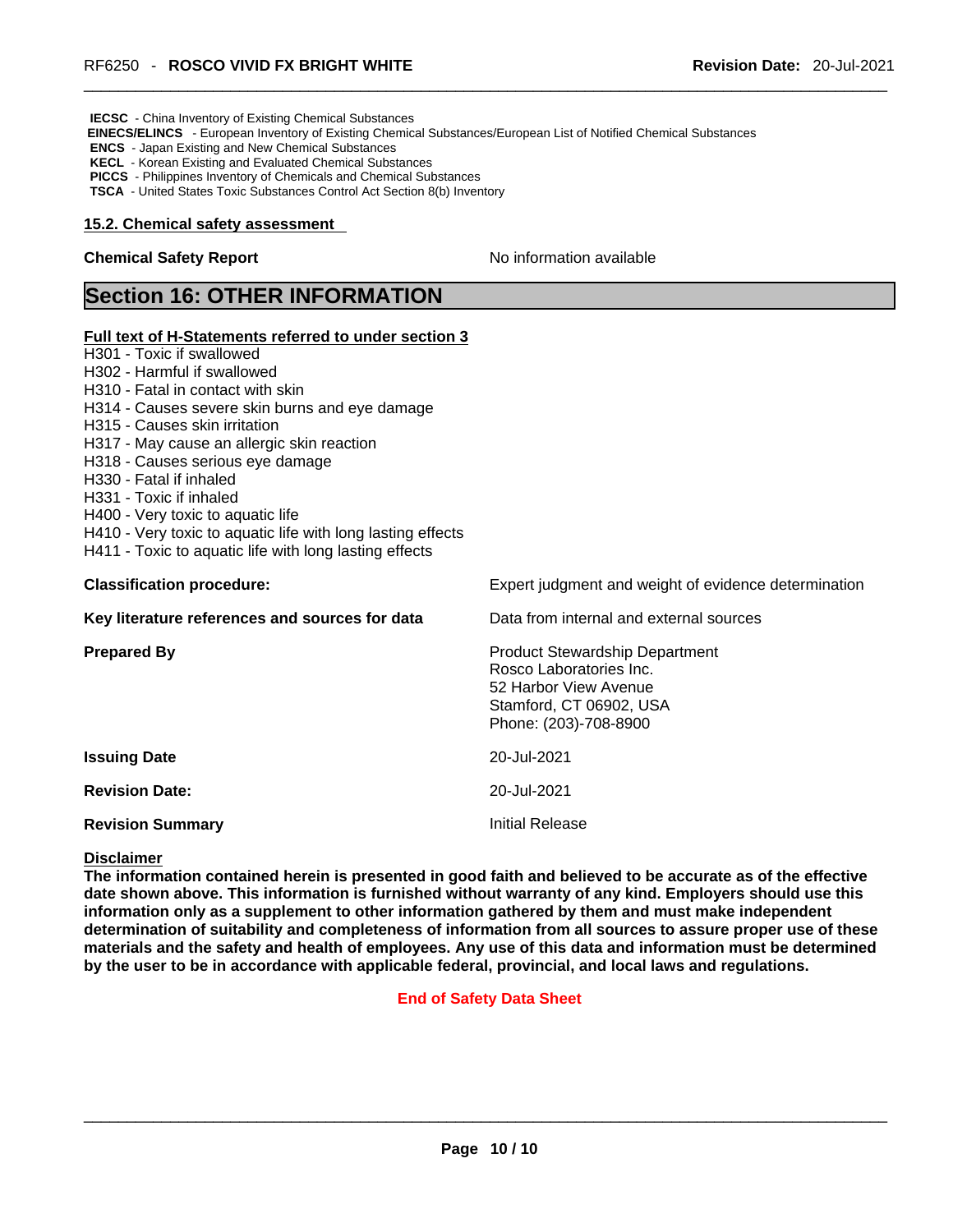**IECSC** - China Inventory of Existing Chemical Substances
**EINECS/ELINCS** - European Inventory of Existing Chemical Substances/European List of Notified Chemical Substances
**ENCS** - Japan Existing and New Chemical Substances
**KECL** - Korean Existing and Evaluated Chemical Substances
**PICCS** - Philippines Inventory of Chemicals and Chemical Substances
**TSCA** - United States Toxic Substances Control Act Section 8(b) Inventory

### 15.2. Chemical safety assessment

**Chemical Safety Report** No information available

## Section 16: OTHER INFORMATION

**Full text of H-Statements referred to under section 3**

H301 - Toxic if swallowed
H302 - Harmful if swallowed
H310 - Fatal in contact with skin
H314 - Causes severe skin burns and eye damage
H315 - Causes skin irritation
H317 - May cause an allergic skin reaction
H318 - Causes serious eye damage
H330 - Fatal if inhaled
H331 - Toxic if inhaled
H400 - Very toxic to aquatic life
H410 - Very toxic to aquatic life with long lasting effects
H411 - Toxic to aquatic life with long lasting effects

| | |
|---|---|
| **Classification procedure:** | Expert judgment and weight of evidence determination |
| **Key literature references and sources for data** | Data from internal and external sources |
| **Prepared By** | Product Stewardship Department<br>Rosco Laboratories Inc.<br>52 Harbor View Avenue<br>Stamford, CT 06902, USA<br>Phone: (203)-708-8900 |
| **Issuing Date** | 20-Jul-2021 |
| **Revision Date:** | 20-Jul-2021 |
| **Revision Summary** | Initial Release |

**Disclaimer**

**The information contained herein is presented in good faith and believed to be accurate as of the effective date shown above. This information is furnished without warranty of any kind. Employers should use this information only as a supplement to other information gathered by them and must make independent determination of suitability and completeness of information from all sources to assure proper use of these materials and the safety and health of employees. Any use of this data and information must be determined by the user to be in accordance with applicable federal, provincial, and local laws and regulations.**

**End of Safety Data Sheet**